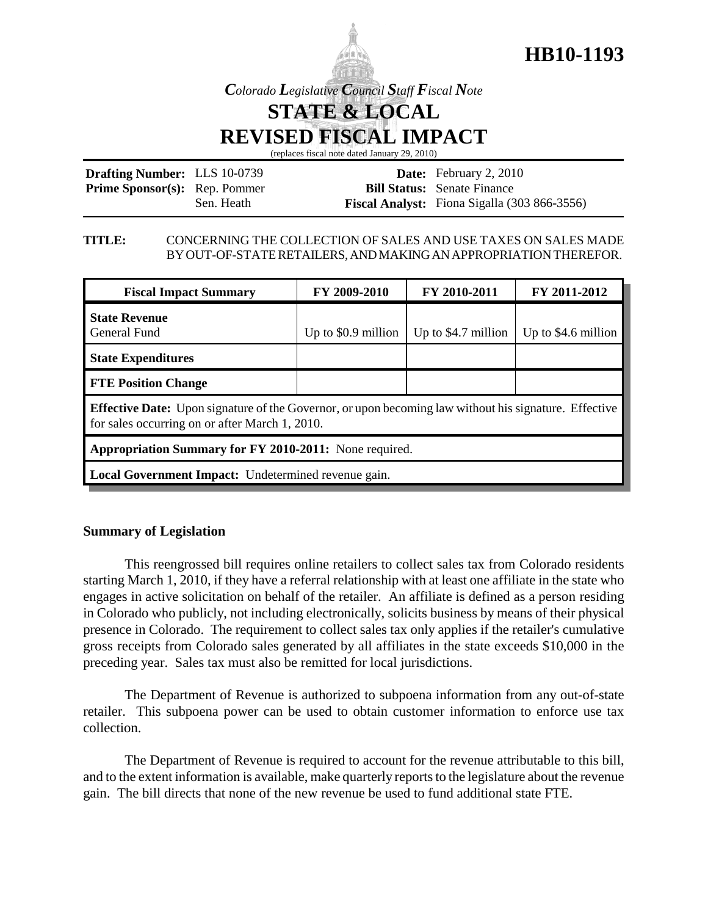# HB10-1193

*Colorado Legislative Council Staff Fiscal Note*

## STATE & LOCAL REVISED FISCAL IMPACT

(replaces fiscal note dated January 29, 2010)

| | | | |
|---|---|---|---|
| **Drafting Number:** | LLS 10-0739 | **Date:** | February 2, 2010 |
| **Prime Sponsor(s):** | Rep. Pommer<br>Sen. Heath | **Bill Status:** | Senate Finance |
| | | **Fiscal Analyst:** | Fiona Sigalla (303 866-3556) |

**TITLE:** CONCERNING THE COLLECTION OF SALES AND USE TAXES ON SALES MADE BY OUT-OF-STATE RETAILERS, AND MAKING AN APPROPRIATION THEREFOR.

| Fiscal Impact Summary | FY 2009-2010 | FY 2010-2011 | FY 2011-2012 |
|---|---|---|---|
| **State Revenue**<br>General Fund | Up to $0.9 million | Up to $4.7 million | Up to $4.6 million |
| **State Expenditures** | | | |
| **FTE Position Change** | | | |
| **Effective Date:** Upon signature of the Governor, or upon becoming law without his signature. Effective for sales occurring on or after March 1, 2010. | | | |
| **Appropriation Summary for FY 2010-2011:** None required. | | | |
| **Local Government Impact:** Undetermined revenue gain. | | | |

### Summary of Legislation

This reengrossed bill requires online retailers to collect sales tax from Colorado residents starting March 1, 2010, if they have a referral relationship with at least one affiliate in the state who engages in active solicitation on behalf of the retailer. An affiliate is defined as a person residing in Colorado who publicly, not including electronically, solicits business by means of their physical presence in Colorado. The requirement to collect sales tax only applies if the retailer's cumulative gross receipts from Colorado sales generated by all affiliates in the state exceeds $10,000 in the preceding year. Sales tax must also be remitted for local jurisdictions.

The Department of Revenue is authorized to subpoena information from any out-of-state retailer. This subpoena power can be used to obtain customer information to enforce use tax collection.

The Department of Revenue is required to account for the revenue attributable to this bill, and to the extent information is available, make quarterly reports to the legislature about the revenue gain. The bill directs that none of the new revenue be used to fund additional state FTE.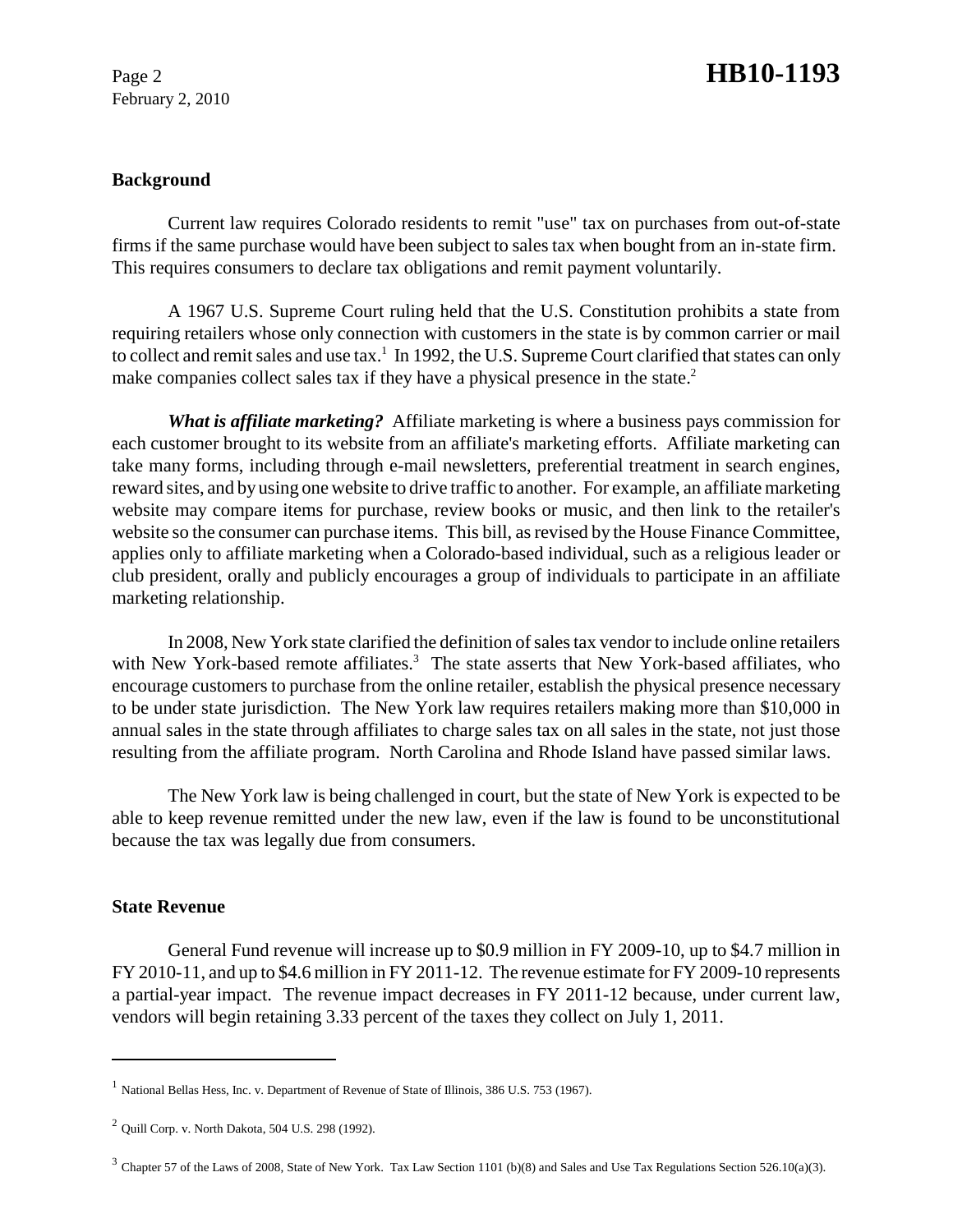## Background

Current law requires Colorado residents to remit "use" tax on purchases from out-of-state firms if the same purchase would have been subject to sales tax when bought from an in-state firm. This requires consumers to declare tax obligations and remit payment voluntarily.

A 1967 U.S. Supreme Court ruling held that the U.S. Constitution prohibits a state from requiring retailers whose only connection with customers in the state is by common carrier or mail to collect and remit sales and use tax.[1] In 1992, the U.S. Supreme Court clarified that states can only make companies collect sales tax if they have a physical presence in the state.[2]

***What is affiliate marketing?*** Affiliate marketing is where a business pays commission for each customer brought to its website from an affiliate's marketing efforts. Affiliate marketing can take many forms, including through e-mail newsletters, preferential treatment in search engines, reward sites, and by using one website to drive traffic to another. For example, an affiliate marketing website may compare items for purchase, review books or music, and then link to the retailer's website so the consumer can purchase items. This bill, as revised by the House Finance Committee, applies only to affiliate marketing when a Colorado-based individual, such as a religious leader or club president, orally and publicly encourages a group of individuals to participate in an affiliate marketing relationship.

In 2008, New York state clarified the definition of sales tax vendor to include online retailers with New York-based remote affiliates.[3] The state asserts that New York-based affiliates, who encourage customers to purchase from the online retailer, establish the physical presence necessary to be under state jurisdiction. The New York law requires retailers making more than $10,000 in annual sales in the state through affiliates to charge sales tax on all sales in the state, not just those resulting from the affiliate program. North Carolina and Rhode Island have passed similar laws.

The New York law is being challenged in court, but the state of New York is expected to be able to keep revenue remitted under the new law, even if the law is found to be unconstitutional because the tax was legally due from consumers.

## State Revenue

General Fund revenue will increase up to $0.9 million in FY 2009-10, up to $4.7 million in FY 2010-11, and up to $4.6 million in FY 2011-12. The revenue estimate for FY 2009-10 represents a partial-year impact. The revenue impact decreases in FY 2011-12 because, under current law, vendors will begin retaining 3.33 percent of the taxes they collect on July 1, 2011.

---

[1] National Bellas Hess, Inc. v. Department of Revenue of State of Illinois, 386 U.S. 753 (1967).

[2] Quill Corp. v. North Dakota, 504 U.S. 298 (1992).

[3] Chapter 57 of the Laws of 2008, State of New York. Tax Law Section 1101 (b)(8) and Sales and Use Tax Regulations Section 526.10(a)(3).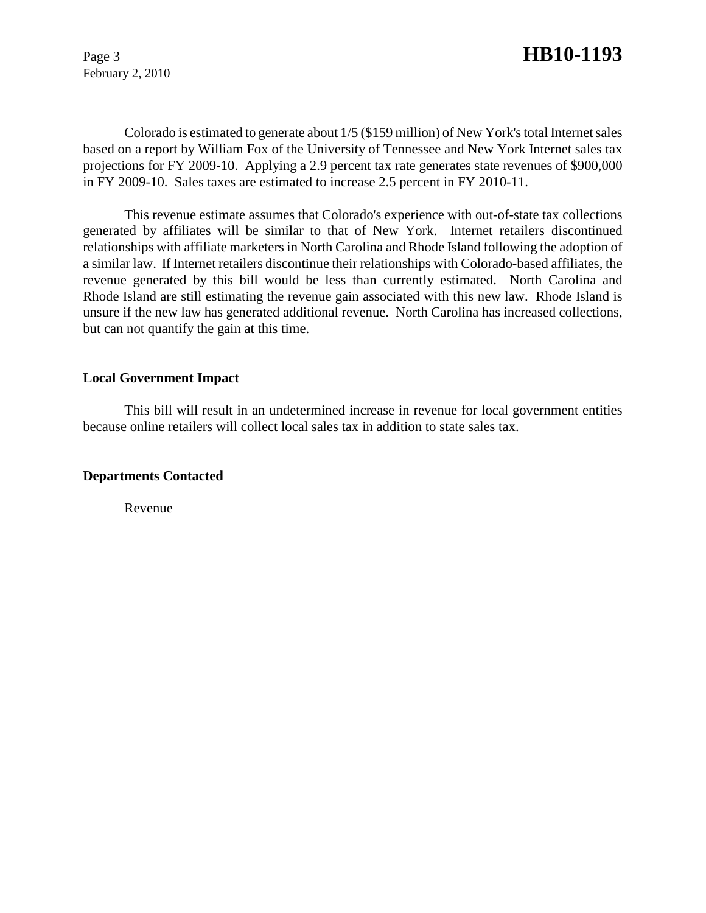Colorado is estimated to generate about 1/5 ($159 million) of New York's total Internet sales based on a report by William Fox of the University of Tennessee and New York Internet sales tax projections for FY 2009-10. Applying a 2.9 percent tax rate generates state revenues of $900,000 in FY 2009-10. Sales taxes are estimated to increase 2.5 percent in FY 2010-11.

This revenue estimate assumes that Colorado's experience with out-of-state tax collections generated by affiliates will be similar to that of New York. Internet retailers discontinued relationships with affiliate marketers in North Carolina and Rhode Island following the adoption of a similar law. If Internet retailers discontinue their relationships with Colorado-based affiliates, the revenue generated by this bill would be less than currently estimated. North Carolina and Rhode Island are still estimating the revenue gain associated with this new law. Rhode Island is unsure if the new law has generated additional revenue. North Carolina has increased collections, but can not quantify the gain at this time.

**Local Government Impact**

This bill will result in an undetermined increase in revenue for local government entities because online retailers will collect local sales tax in addition to state sales tax.

**Departments Contacted**

Revenue